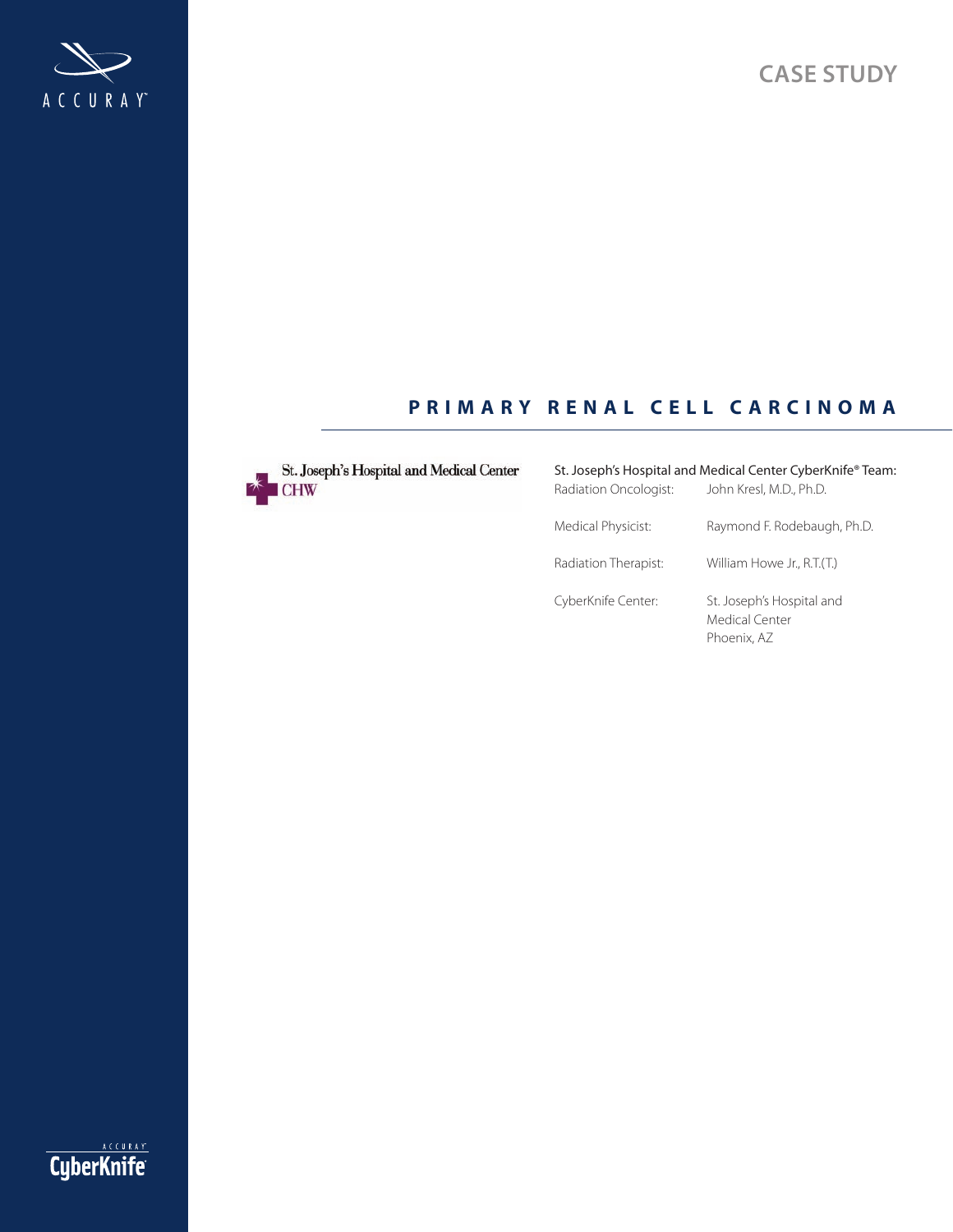ACCURAY

CASE STUDY

# PRIMARY RENAL CELL CARCINOMA

St. Joseph's Hospital and Medical Center
CHW

St. Joseph's Hospital and Medical Center CyberKnife® Team:

| | |
|---|---|
| Radiation Oncologist: | John Kresl, M.D., Ph.D. |
| Medical Physicist: | Raymond F. Rodebaugh, Ph.D. |
| Radiation Therapist: | William Howe Jr., R.T.(T.) |
| CyberKnife Center: | St. Joseph's Hospital and Medical Center Phoenix, AZ |

ACCURAY CyberKnife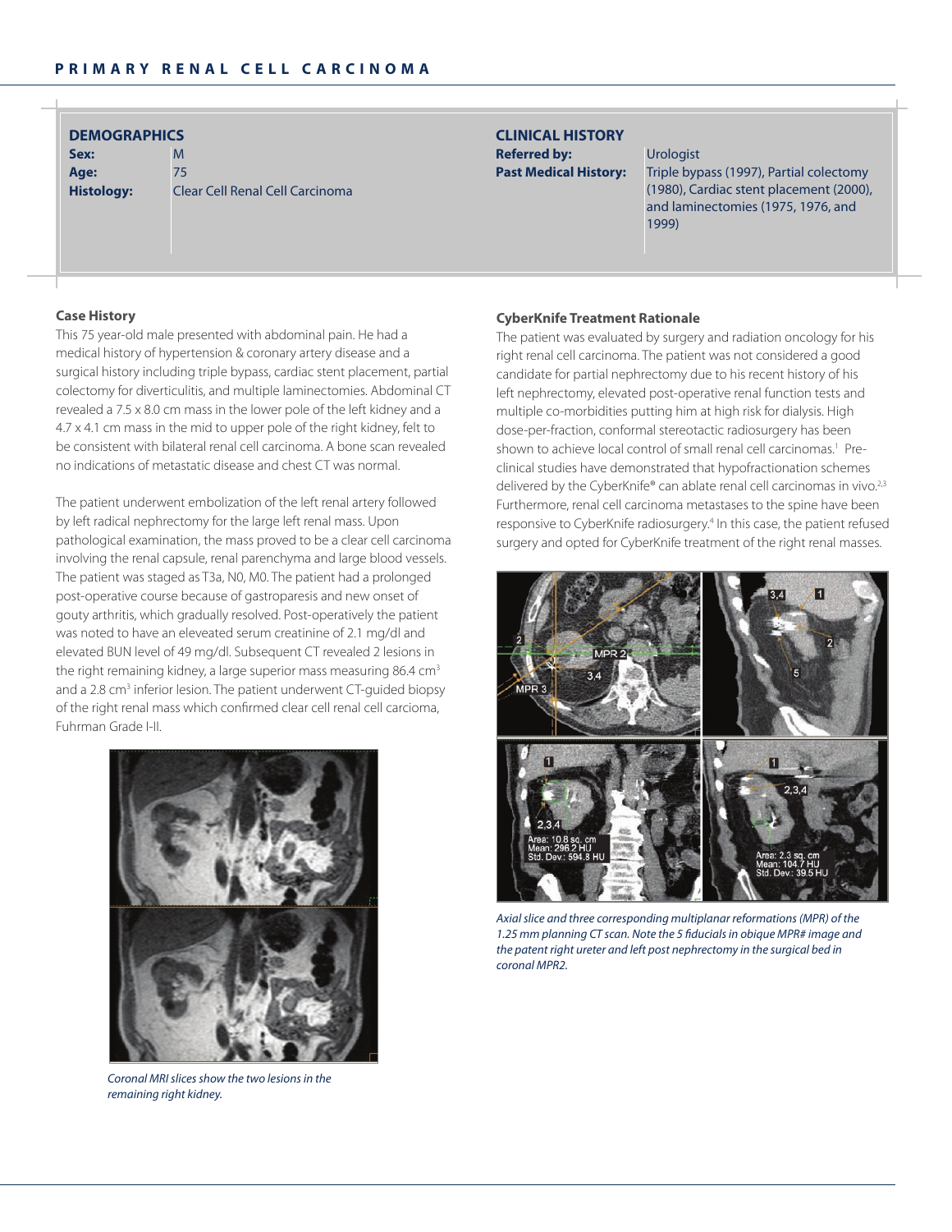## PRIMARY RENAL CELL CARCINOMA

### DEMOGRAPHICS

**Sex:** M
**Age:** 75
**Histology:** Clear Cell Renal Cell Carcinoma

### CLINICAL HISTORY

**Referred by:** Urologist
**Past Medical History:** Triple bypass (1997), Partial colectomy (1980), Cardiac stent placement (2000), and laminectomies (1975, 1976, and 1999)

### Case History

This 75 year-old male presented with abdominal pain. He had a medical history of hypertension & coronary artery disease and a surgical history including triple bypass, cardiac stent placement, partial colectomy for diverticulitis, and multiple laminectomies. Abdominal CT revealed a 7.5 x 8.0 cm mass in the lower pole of the left kidney and a 4.7 x 4.1 cm mass in the mid to upper pole of the right kidney, felt to be consistent with bilateral renal cell carcinoma. A bone scan revealed no indications of metastatic disease and chest CT was normal.

The patient underwent embolization of the left renal artery followed by left radical nephrectomy for the large left renal mass. Upon pathological examination, the mass proved to be a clear cell carcinoma involving the renal capsule, renal parenchyma and large blood vessels. The patient was staged as T3a, N0, M0. The patient had a prolonged post-operative course because of gastroparesis and new onset of gouty arthritis, which gradually resolved. Post-operatively the patient was noted to have an eleveated serum creatinine of 2.1 mg/dl and elevated BUN level of 49 mg/dl. Subsequent CT revealed 2 lesions in the right remaining kidney, a large superior mass measuring 86.4 $cm^3$ and a 2.8 $cm^3$ inferior lesion. The patient underwent CT-guided biopsy of the right renal mass which confirmed clear cell renal cell carcinoma, Fuhrman Grade I-II.

*Coronal MRI slices show the two lesions in the remaining right kidney.*

### CyberKnife Treatment Rationale

The patient was evaluated by surgery and radiation oncology for his right renal cell carcinoma. The patient was not considered a good candidate for partial nephrectomy due to his recent history of his left nephrectomy, elevated post-operative renal function tests and multiple co-morbidities putting him at high risk for dialysis. High dose-per-fraction, conformal stereotactic radiosurgery has been shown to achieve local control of small renal cell carcinomas.[1] Pre-clinical studies have demonstrated that hypofractionation schemes delivered by the CyberKnife® can ablate renal cell carcinomas in vivo.[2,3] Furthermore, renal cell carcinoma metastases to the spine have been responsive to CyberKnife radiosurgery.[4] In this case, the patient refused surgery and opted for CyberKnife treatment of the right renal masses.

*Axial slice and three corresponding multiplanar reformations (MPR) of the 1.25 mm planning CT scan. Note the 5 fiducials in obique MPR# image and the patent right ureter and left post nephrectomy in the surgical bed in coronal MPR2.*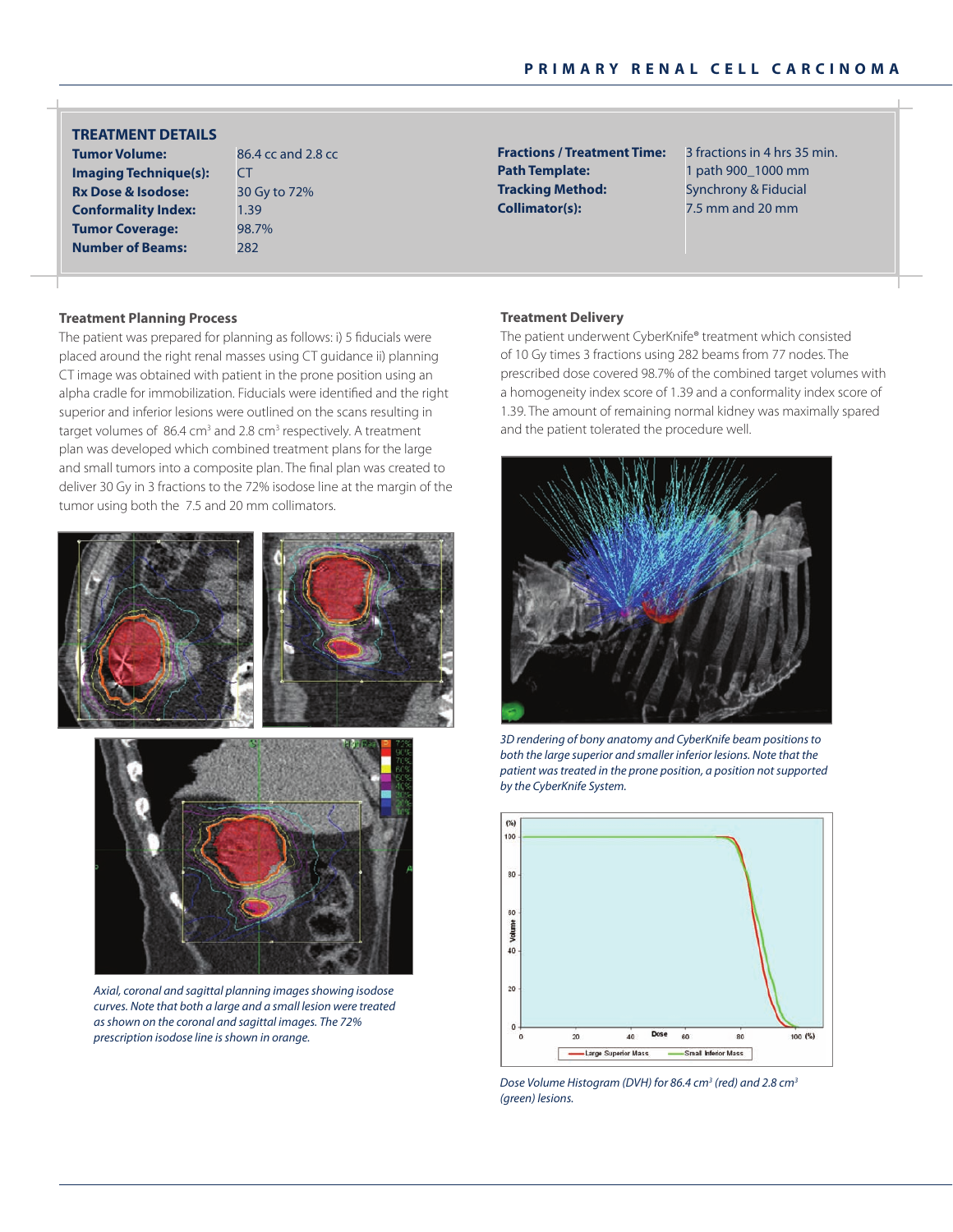## TREATMENT DETAILS

| | | | |
|---|---|---|---|
| **Tumor Volume:** | 86.4 cc and 2.8 cc | **Fractions / Treatment Time:** | 3 fractions in 4 hrs 35 min. |
| **Imaging Technique(s):** | CT | **Path Template:** | 1 path 900_1000 mm |
| **Rx Dose & Isodose:** | 30 Gy to 72% | **Tracking Method:** | Synchrony & Fiducial |
| **Conformality Index:** | 1.39 | **Collimator(s):** | 7.5 mm and 20 mm |
| **Tumor Coverage:** | 98.7% | | |
| **Number of Beams:** | 282 | | |

### Treatment Planning Process

The patient was prepared for planning as follows: i) 5 fiducials were placed around the right renal masses using CT guidance ii) planning CT image was obtained with patient in the prone position using an alpha cradle for immobilization. Fiducials were identified and the right superior and inferior lesions were outlined on the scans resulting in target volumes of 86.4 $cm^3$ and 2.8 $cm^3$ respectively. A treatment plan was developed which combined treatment plans for the large and small tumors into a composite plan. The final plan was created to deliver 30 Gy in 3 fractions to the 72% isodose line at the margin of the tumor using both the 7.5 and 20 mm collimators.

*Axial, coronal and sagittal planning images showing isodose curves. Note that both a large and a small lesion were treated as shown on the coronal and sagittal images. The 72% prescription isodose line is shown in orange.*

### Treatment Delivery

The patient underwent CyberKnife® treatment which consisted of 10 Gy times 3 fractions using 282 beams from 77 nodes. The prescribed dose covered 98.7% of the combined target volumes with a homogeneity index score of 1.39 and a conformality index score of 1.39. The amount of remaining normal kidney was maximally spared and the patient tolerated the procedure well.

*3D rendering of bony anatomy and CyberKnife beam positions to both the large superior and smaller inferior lesions. Note that the patient was treated in the prone position, a position not supported by the CyberKnife System.*

*Dose Volume Histogram (DVH) for 86.4 $cm^3$ (red) and 2.8 $cm^3$ (green) lesions.*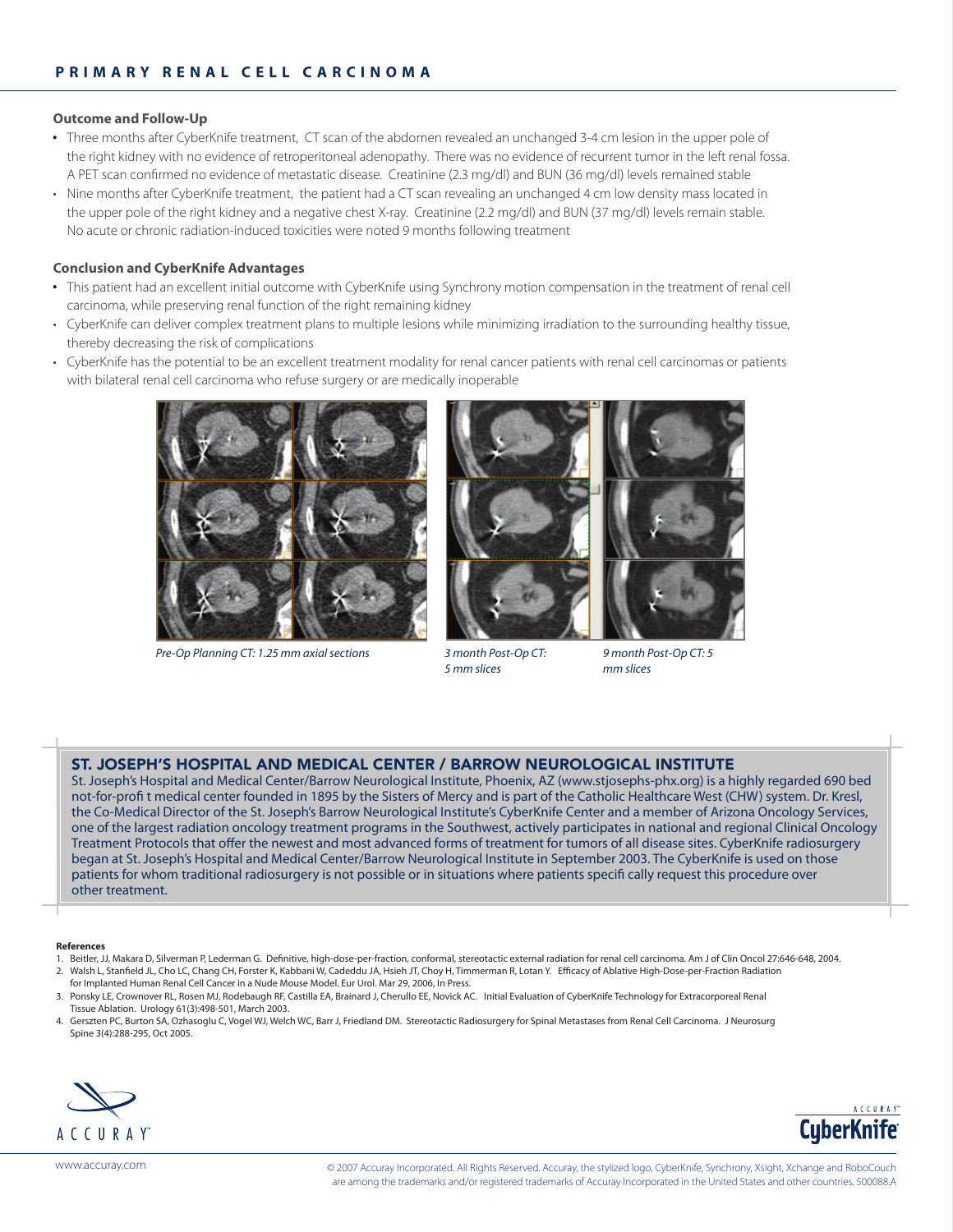## Outcome and Follow-Up

- Three months after CyberKnife treatment, CT scan of the abdomen revealed an unchanged 3-4 cm lesion in the upper pole of the right kidney with no evidence of retroperitoneal adenopathy. There was no evidence of recurrent tumor in the left renal fossa. A PET scan confirmed no evidence of metastatic disease. Creatinine (2.3 mg/dl) and BUN (36 mg/dl) levels remained stable
- Nine months after CyberKnife treatment, the patient had a CT scan revealing an unchanged 4 cm low density mass located in the upper pole of the right kidney and a negative chest X-ray. Creatinine (2.2 mg/dl) and BUN (37 mg/dl) levels remain stable. No acute or chronic radiation-induced toxicities were noted 9 months following treatment

## Conclusion and CyberKnife Advantages

- This patient had an excellent initial outcome with CyberKnife using Synchrony motion compensation in the treatment of renal cell carcinoma, while preserving renal function of the right remaining kidney
- CyberKnife can deliver complex treatment plans to multiple lesions while minimizing irradiation to the surrounding healthy tissue, thereby decreasing the risk of complications
- CyberKnife has the potential to be an excellent treatment modality for renal cancer patients with renal cell carcinomas or patients with bilateral renal cell carcinoma who refuse surgery or are medically inoperable

*Pre-Op Planning CT: 1.25 mm axial sections*

*3 month Post-Op CT: 5 mm slices*

*9 month Post-Op CT: 5 mm slices*

## ST. JOSEPH'S HOSPITAL AND MEDICAL CENTER / BARROW NEUROLOGICAL INSTITUTE

St. Joseph's Hospital and Medical Center/Barrow Neurological Institute, Phoenix, AZ (www.stjosephs-phx.org) is a highly regarded 690 bed not-for-profi t medical center founded in 1895 by the Sisters of Mercy and is part of the Catholic Healthcare West (CHW) system. Dr. Kresl, the Co-Medical Director of the St. Joseph's Barrow Neurological Institute's CyberKnife Center and a member of Arizona Oncology Services, one of the largest radiation oncology treatment programs in the Southwest, actively participates in national and regional Clinical Oncology Treatment Protocols that offer the newest and most advanced forms of treatment for tumors of all disease sites. CyberKnife radiosurgery began at St. Joseph's Hospital and Medical Center/Barrow Neurological Institute in September 2003. The CyberKnife is used on those patients for whom traditional radiosurgery is not possible or in situations where patients specifi cally request this procedure over other treatment.

#### References

1. Beitler, JJ, Makara D, Silverman P, Lederman G. Definitive, high-dose-per-fraction, conformal, stereotactic external radiation for renal cell carcinoma. Am J of Clin Oncol 27:646-648, 2004.
2. Walsh L, Stanfield JL, Cho LC, Chang CH, Forster K, Kabbani W, Cadeddu JA, Hsieh JT, Choy H, Timmerman R, Lotan Y. Efficacy of Ablative High-Dose-per-Fraction Radiation for Implanted Human Renal Cell Cancer in a Nude Mouse Model. Eur Urol. Mar 29, 2006, In Press.
3. Ponsky LE, Crownover RL, Rosen MJ, Rodebaugh RF, Castilla EA, Brainard J, Cherullo EE, Novick AC. Initial Evaluation of CyberKnife Technology for Extracorporeal Renal Tissue Ablation. Urology 61(3):498-501, March 2003.
4. Gerszten PC, Burton SA, Ozhasoglu C, Vogel WJ, Welch WC, Barr J, Friedland DM. Stereotactic Radiosurgery for Spinal Metastases from Renal Cell Carcinoma. J Neurosurg Spine 3(4):288-295, Oct 2005.

ACCURAY

ACCURAY CyberKnife

www.accuray.com

© 2007 Accuray Incorporated. All Rights Reserved. Accuray, the stylized logo, CyberKnife, Synchrony, Xsight, Xchange and RoboCouch are among the trademarks and/or registered trademarks of Accuray Incorporated in the United States and other countries. 500088.A